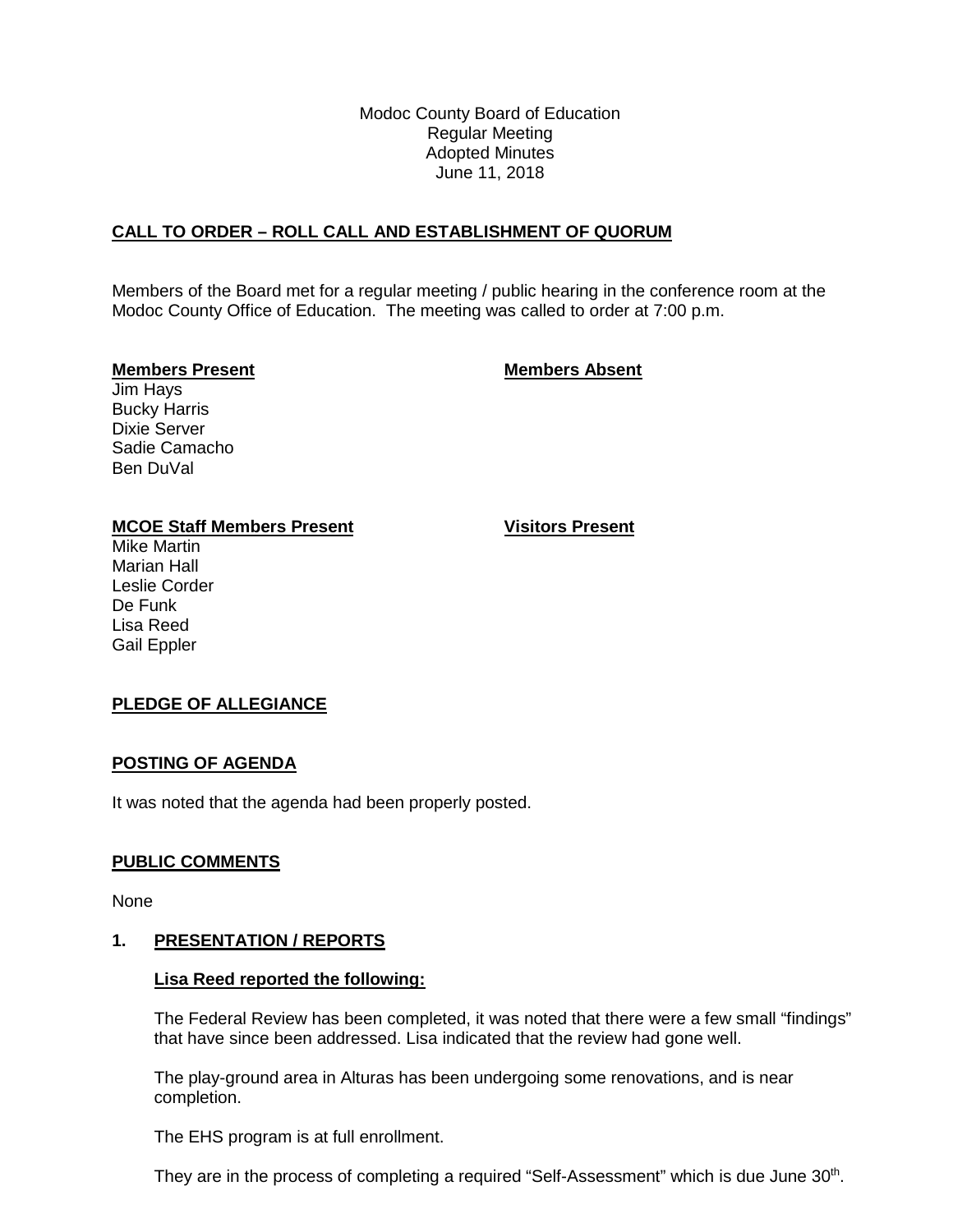Modoc County Board of Education
Regular Meeting
Adopted Minutes
June 11, 2018

## CALL TO ORDER – ROLL CALL AND ESTABLISHMENT OF QUORUM

Members of the Board met for a regular meeting / public hearing in the conference room at the Modoc County Office of Education. The meeting was called to order at 7:00 p.m.

**Members Present**

Jim Hays
Bucky Harris
Dixie Server
Sadie Camacho
Ben DuVal

**Members Absent**

**MCOE Staff Members Present**

Mike Martin
Marian Hall
Leslie Corder
De Funk
Lisa Reed
Gail Eppler

**Visitors Present**

## PLEDGE OF ALLEGIANCE

## POSTING OF AGENDA

It was noted that the agenda had been properly posted.

## PUBLIC COMMENTS

None

## 1. PRESENTATION / REPORTS

**Lisa Reed reported the following:**

The Federal Review has been completed, it was noted that there were a few small "findings" that have since been addressed. Lisa indicated that the review had gone well.

The play-ground area in Alturas has been undergoing some renovations, and is near completion.

The EHS program is at full enrollment.

They are in the process of completing a required "Self-Assessment" which is due June 30th.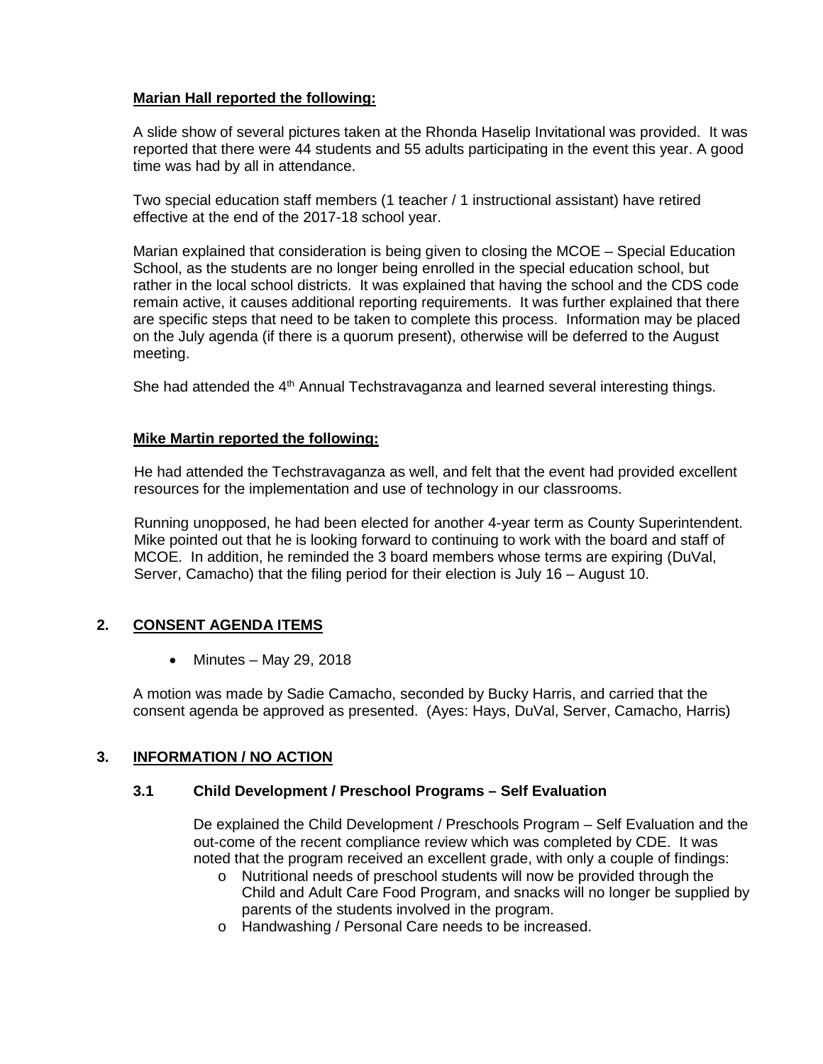**Marian Hall reported the following:**

A slide show of several pictures taken at the Rhonda Haselip Invitational was provided. It was reported that there were 44 students and 55 adults participating in the event this year. A good time was had by all in attendance.

Two special education staff members (1 teacher / 1 instructional assistant) have retired effective at the end of the 2017-18 school year.

Marian explained that consideration is being given to closing the MCOE – Special Education School, as the students are no longer being enrolled in the special education school, but rather in the local school districts. It was explained that having the school and the CDS code remain active, it causes additional reporting requirements. It was further explained that there are specific steps that need to be taken to complete this process. Information may be placed on the July agenda (if there is a quorum present), otherwise will be deferred to the August meeting.

She had attended the 4th Annual Techstravaganza and learned several interesting things.

**Mike Martin reported the following:**

He had attended the Techstravaganza as well, and felt that the event had provided excellent resources for the implementation and use of technology in our classrooms.

Running unopposed, he had been elected for another 4-year term as County Superintendent. Mike pointed out that he is looking forward to continuing to work with the board and staff of MCOE. In addition, he reminded the 3 board members whose terms are expiring (DuVal, Server, Camacho) that the filing period for their election is July 16 – August 10.

## 2. CONSENT AGENDA ITEMS

- Minutes – May 29, 2018

A motion was made by Sadie Camacho, seconded by Bucky Harris, and carried that the consent agenda be approved as presented. (Ayes: Hays, DuVal, Server, Camacho, Harris)

## 3. INFORMATION / NO ACTION

### 3.1 Child Development / Preschool Programs – Self Evaluation

De explained the Child Development / Preschools Program – Self Evaluation and the out-come of the recent compliance review which was completed by CDE. It was noted that the program received an excellent grade, with only a couple of findings:

- Nutritional needs of preschool students will now be provided through the Child and Adult Care Food Program, and snacks will no longer be supplied by parents of the students involved in the program.
- Handwashing / Personal Care needs to be increased.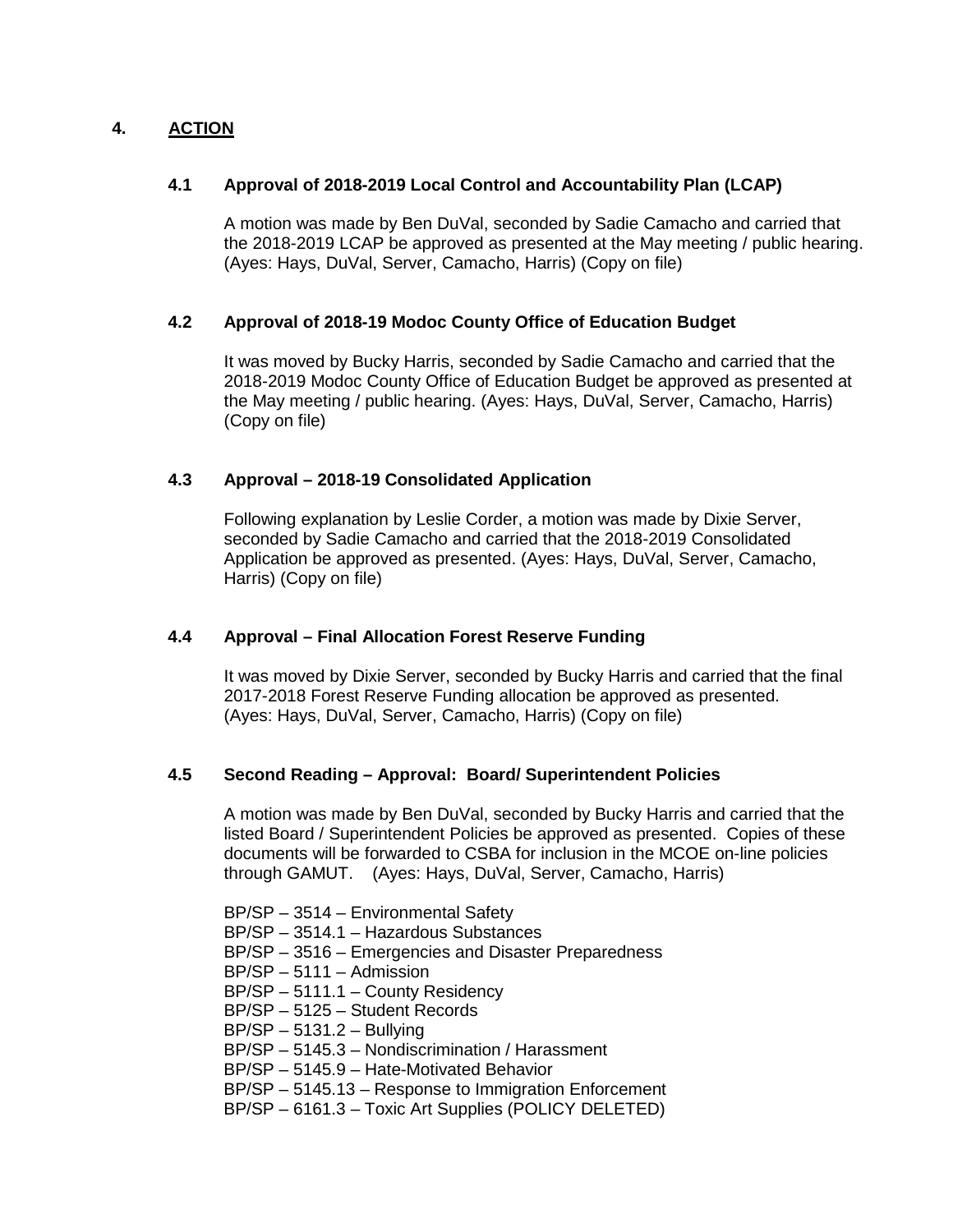## 4. ACTION

### 4.1 Approval of 2018-2019 Local Control and Accountability Plan (LCAP)

A motion was made by Ben DuVal, seconded by Sadie Camacho and carried that the 2018-2019 LCAP be approved as presented at the May meeting / public hearing. (Ayes: Hays, DuVal, Server, Camacho, Harris) (Copy on file)

### 4.2 Approval of 2018-19 Modoc County Office of Education Budget

It was moved by Bucky Harris, seconded by Sadie Camacho and carried that the 2018-2019 Modoc County Office of Education Budget be approved as presented at the May meeting / public hearing. (Ayes: Hays, DuVal, Server, Camacho, Harris) (Copy on file)

### 4.3 Approval – 2018-19 Consolidated Application

Following explanation by Leslie Corder, a motion was made by Dixie Server, seconded by Sadie Camacho and carried that the 2018-2019 Consolidated Application be approved as presented. (Ayes: Hays, DuVal, Server, Camacho, Harris) (Copy on file)

### 4.4 Approval – Final Allocation Forest Reserve Funding

It was moved by Dixie Server, seconded by Bucky Harris and carried that the final 2017-2018 Forest Reserve Funding allocation be approved as presented. (Ayes: Hays, DuVal, Server, Camacho, Harris) (Copy on file)

### 4.5 Second Reading – Approval: Board/ Superintendent Policies

A motion was made by Ben DuVal, seconded by Bucky Harris and carried that the listed Board / Superintendent Policies be approved as presented. Copies of these documents will be forwarded to CSBA for inclusion in the MCOE on-line policies through GAMUT. (Ayes: Hays, DuVal, Server, Camacho, Harris)

BP/SP – 3514 – Environmental Safety
BP/SP – 3514.1 – Hazardous Substances
BP/SP – 3516 – Emergencies and Disaster Preparedness
BP/SP – 5111 – Admission
BP/SP – 5111.1 – County Residency
BP/SP – 5125 – Student Records
BP/SP – 5131.2 – Bullying
BP/SP – 5145.3 – Nondiscrimination / Harassment
BP/SP – 5145.9 – Hate-Motivated Behavior
BP/SP – 5145.13 – Response to Immigration Enforcement
BP/SP – 6161.3 – Toxic Art Supplies (POLICY DELETED)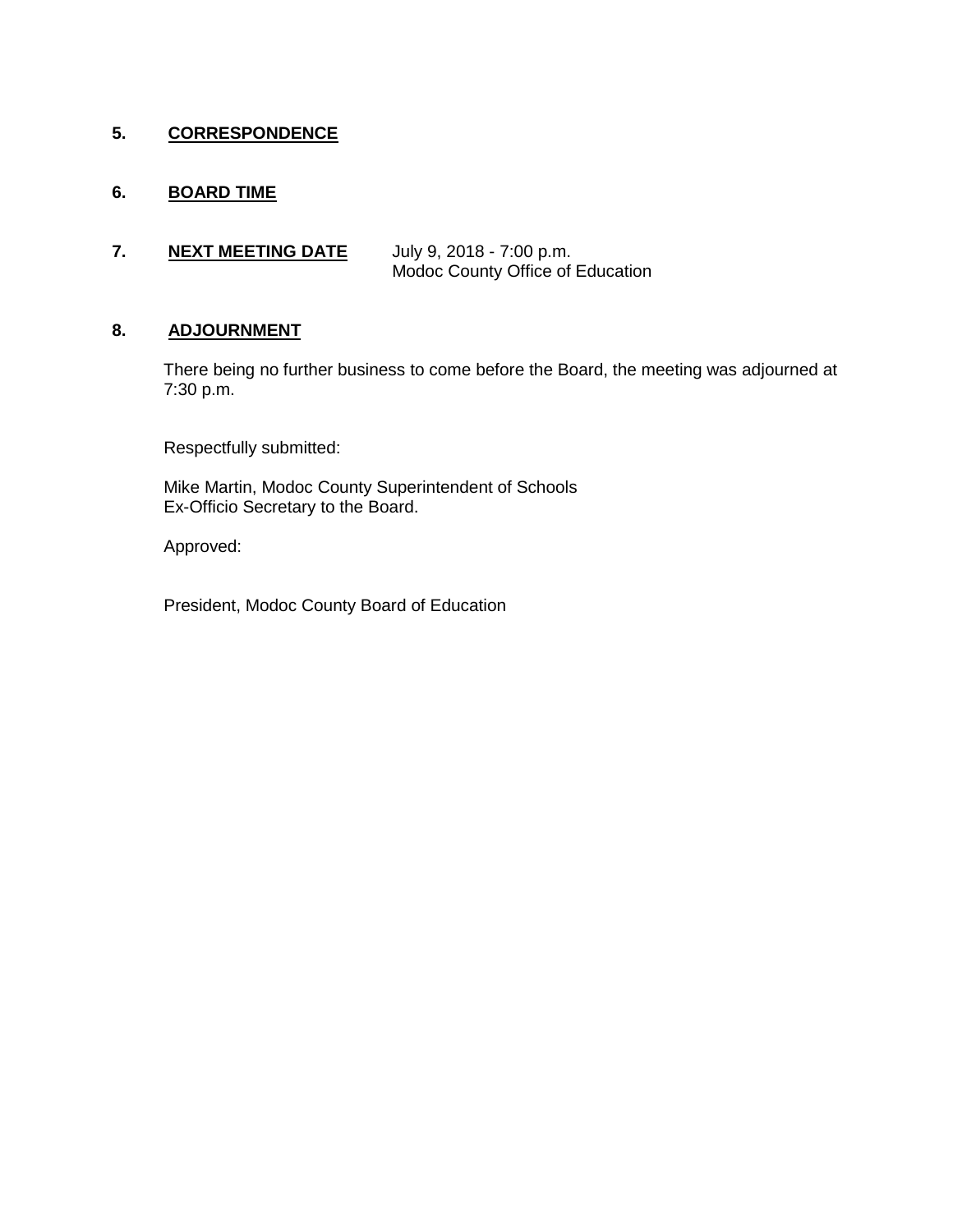## 5. CORRESPONDENCE

## 6. BOARD TIME

## 7. NEXT MEETING DATE

July 9, 2018 - 7:00 p.m.
Modoc County Office of Education

## 8. ADJOURNMENT

There being no further business to come before the Board, the meeting was adjourned at 7:30 p.m.

Respectfully submitted:

Mike Martin, Modoc County Superintendent of Schools
Ex-Officio Secretary to the Board.

Approved:

President, Modoc County Board of Education